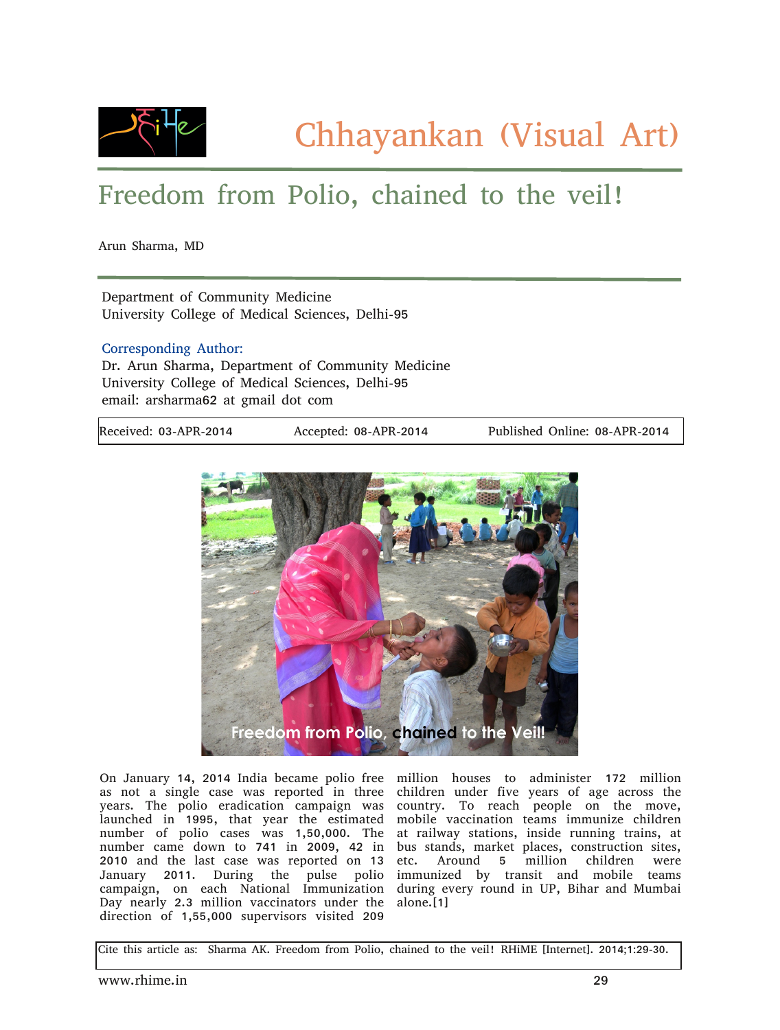# Chhayankan (Visual Art)

## Freedom from Polio, chained to the veil!

Arun Sharma, MD

Department of Community Medicine
University College of Medical Sciences, Delhi-95

Corresponding Author:
Dr. Arun Sharma, Department of Community Medicine
University College of Medical Sciences, Delhi-95
email: arsharma62 at gmail dot com

| Received: 03-APR-2014 | Accepted: 08-APR-2014 | Published Online: 08-APR-2014 |
|---|---|---|

Freedom from Polio, chained to the Veil!

On January 14, 2014 India became polio free as not a single case was reported in three years. The polio eradication campaign was launched in 1995, that year the estimated number of polio cases was 1,50,000. The number came down to 741 in 2009, 42 in 2010 and the last case was reported on 13 January 2011. During the pulse polio campaign, on each National Immunization Day nearly 2.3 million vaccinators under the direction of 1,55,000 supervisors visited 209 million houses to administer 172 million children under five years of age across the country. To reach people on the move, mobile vaccination teams immunize children at railway stations, inside running trains, at bus stands, market places, construction sites, etc. Around 5 million children were immunized by transit and mobile teams during every round in UP, Bihar and Mumbai alone.[1]

Cite this article as: Sharma AK. Freedom from Polio, chained to the veil! RHiME [Internet]. 2014;1:29-30.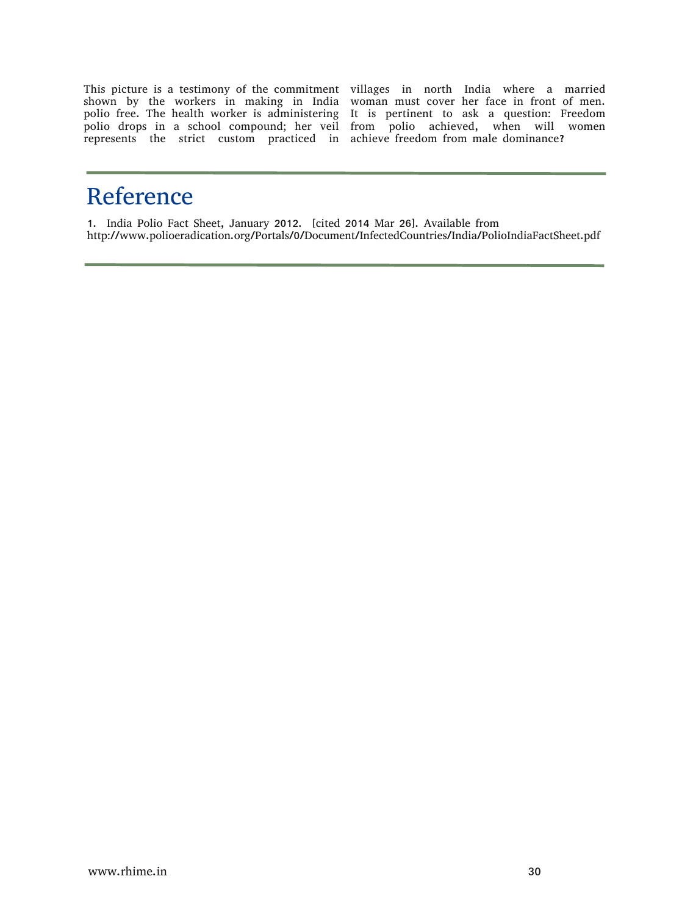This picture is a testimony of the commitment shown by the workers in making in India polio free. The health worker is administering polio drops in a school compound; her veil represents the strict custom practiced in villages in north India where a married woman must cover her face in front of men. It is pertinent to ask a question: Freedom from polio achieved, when will women achieve freedom from male dominance?

# Reference

1. India Polio Fact Sheet, January 2012. [cited 2014 Mar 26]. Available from http://www.polioeradication.org/Portals/0/Document/InfectedCountries/India/PolioIndiaFactSheet.pdf